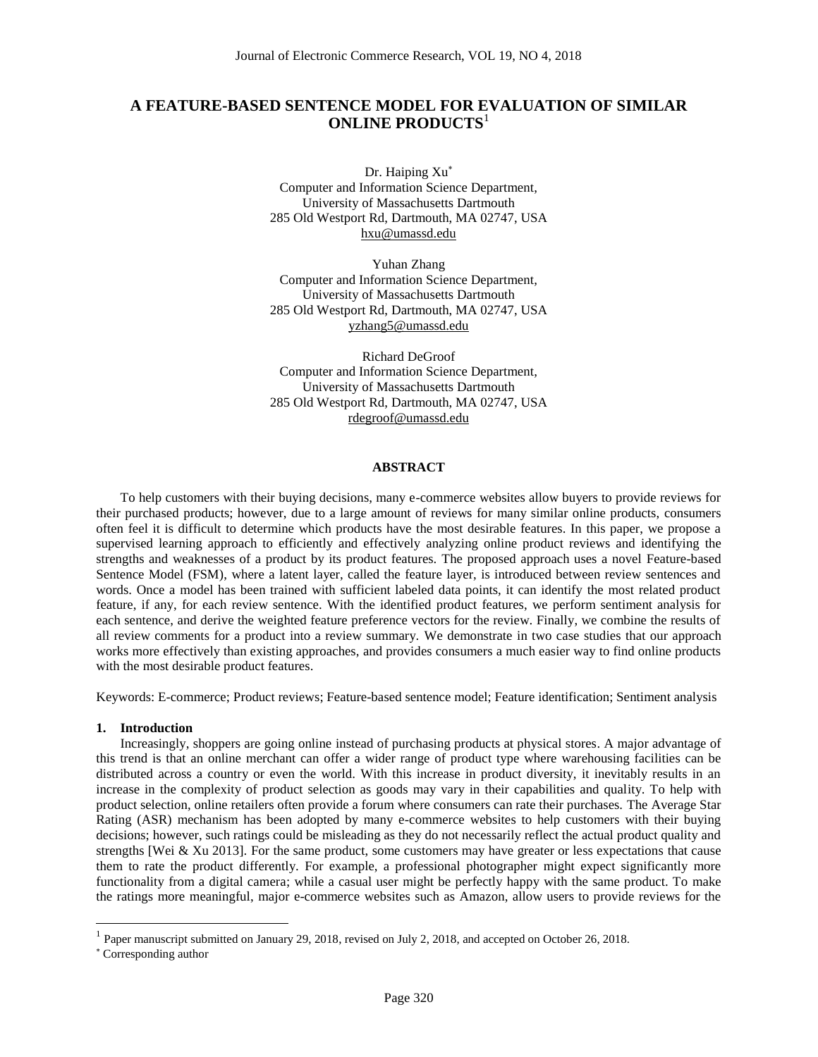# A FEATURE-BASED SENTENCE MODEL FOR EVALUATION OF SIMILAR ONLINE PRODUCTS[1]

Dr. Haiping Xu[*]
Computer and Information Science Department,
University of Massachusetts Dartmouth
285 Old Westport Rd, Dartmouth, MA 02747, USA
hxu@umassd.edu

Yuhan Zhang
Computer and Information Science Department,
University of Massachusetts Dartmouth
285 Old Westport Rd, Dartmouth, MA 02747, USA
yzhang5@umassd.edu

Richard DeGroof
Computer and Information Science Department,
University of Massachusetts Dartmouth
285 Old Westport Rd, Dartmouth, MA 02747, USA
rdegroof@umassd.edu

## ABSTRACT

To help customers with their buying decisions, many e-commerce websites allow buyers to provide reviews for their purchased products; however, due to a large amount of reviews for many similar online products, consumers often feel it is difficult to determine which products have the most desirable features. In this paper, we propose a supervised learning approach to efficiently and effectively analyzing online product reviews and identifying the strengths and weaknesses of a product by its product features. The proposed approach uses a novel Feature-based Sentence Model (FSM), where a latent layer, called the feature layer, is introduced between review sentences and words. Once a model has been trained with sufficient labeled data points, it can identify the most related product feature, if any, for each review sentence. With the identified product features, we perform sentiment analysis for each sentence, and derive the weighted feature preference vectors for the review. Finally, we combine the results of all review comments for a product into a review summary. We demonstrate in two case studies that our approach works more effectively than existing approaches, and provides consumers a much easier way to find online products with the most desirable product features.

Keywords: E-commerce; Product reviews; Feature-based sentence model; Feature identification; Sentiment analysis

## 1. Introduction

Increasingly, shoppers are going online instead of purchasing products at physical stores. A major advantage of this trend is that an online merchant can offer a wider range of product type where warehousing facilities can be distributed across a country or even the world. With this increase in product diversity, it inevitably results in an increase in the complexity of product selection as goods may vary in their capabilities and quality. To help with product selection, online retailers often provide a forum where consumers can rate their purchases. The Average Star Rating (ASR) mechanism has been adopted by many e-commerce websites to help customers with their buying decisions; however, such ratings could be misleading as they do not necessarily reflect the actual product quality and strengths [Wei & Xu 2013]. For the same product, some customers may have greater or less expectations that cause them to rate the product differently. For example, a professional photographer might expect significantly more functionality from a digital camera; while a casual user might be perfectly happy with the same product. To make the ratings more meaningful, major e-commerce websites such as Amazon, allow users to provide reviews for the

[1] Paper manuscript submitted on January 29, 2018, revised on July 2, 2018, and accepted on October 26, 2018.

[*] Corresponding author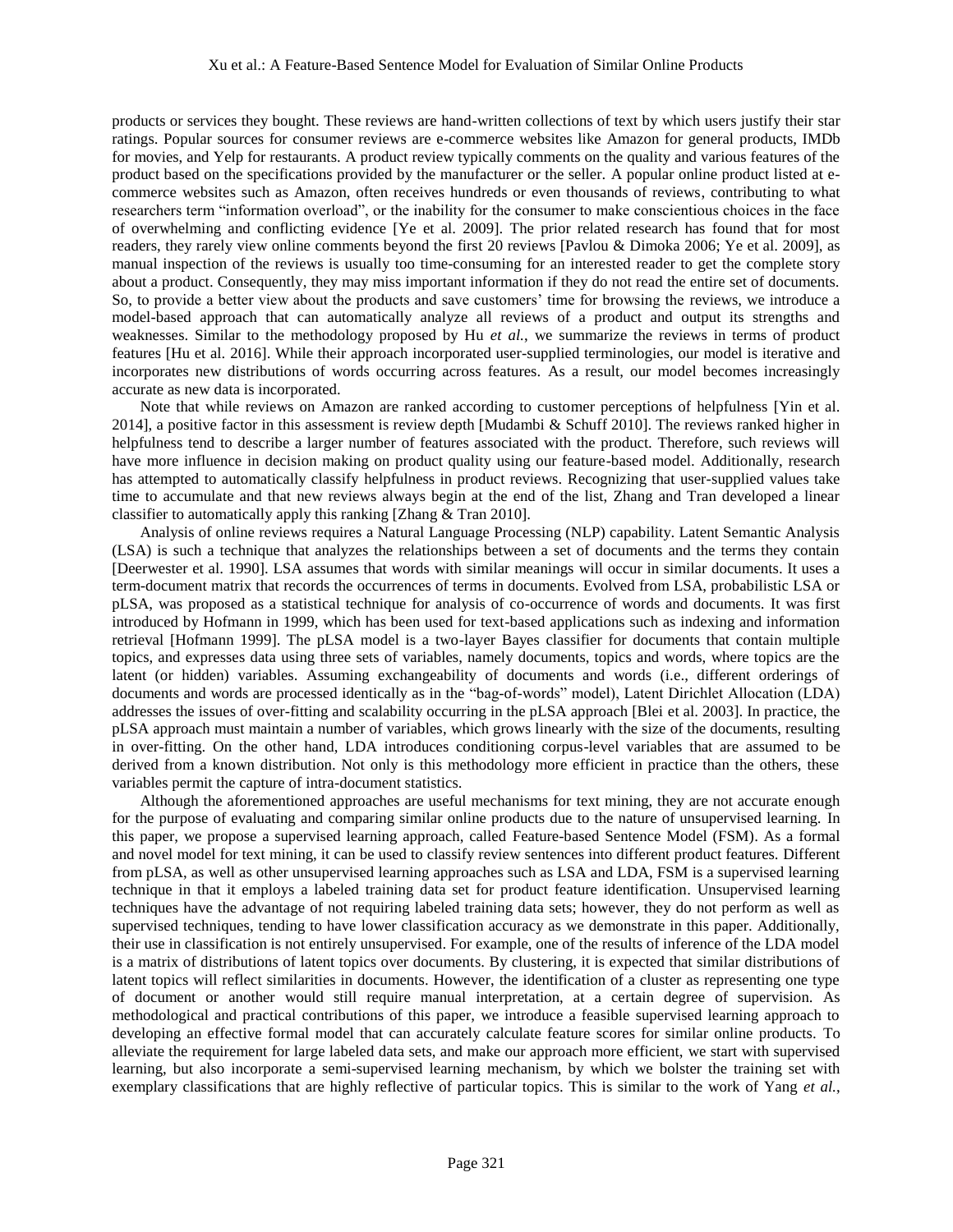products or services they bought. These reviews are hand-written collections of text by which users justify their star ratings. Popular sources for consumer reviews are e-commerce websites like Amazon for general products, IMDb for movies, and Yelp for restaurants. A product review typically comments on the quality and various features of the product based on the specifications provided by the manufacturer or the seller. A popular online product listed at e-commerce websites such as Amazon, often receives hundreds or even thousands of reviews, contributing to what researchers term "information overload", or the inability for the consumer to make conscientious choices in the face of overwhelming and conflicting evidence [Ye et al. 2009]. The prior related research has found that for most readers, they rarely view online comments beyond the first 20 reviews [Pavlou & Dimoka 2006; Ye et al. 2009], as manual inspection of the reviews is usually too time-consuming for an interested reader to get the complete story about a product. Consequently, they may miss important information if they do not read the entire set of documents. So, to provide a better view about the products and save customers' time for browsing the reviews, we introduce a model-based approach that can automatically analyze all reviews of a product and output its strengths and weaknesses. Similar to the methodology proposed by Hu *et al.*, we summarize the reviews in terms of product features [Hu et al. 2016]. While their approach incorporated user-supplied terminologies, our model is iterative and incorporates new distributions of words occurring across features. As a result, our model becomes increasingly accurate as new data is incorporated.

Note that while reviews on Amazon are ranked according to customer perceptions of helpfulness [Yin et al. 2014], a positive factor in this assessment is review depth [Mudambi & Schuff 2010]. The reviews ranked higher in helpfulness tend to describe a larger number of features associated with the product. Therefore, such reviews will have more influence in decision making on product quality using our feature-based model. Additionally, research has attempted to automatically classify helpfulness in product reviews. Recognizing that user-supplied values take time to accumulate and that new reviews always begin at the end of the list, Zhang and Tran developed a linear classifier to automatically apply this ranking [Zhang & Tran 2010].

Analysis of online reviews requires a Natural Language Processing (NLP) capability. Latent Semantic Analysis (LSA) is such a technique that analyzes the relationships between a set of documents and the terms they contain [Deerwester et al. 1990]. LSA assumes that words with similar meanings will occur in similar documents. It uses a term-document matrix that records the occurrences of terms in documents. Evolved from LSA, probabilistic LSA or pLSA, was proposed as a statistical technique for analysis of co-occurrence of words and documents. It was first introduced by Hofmann in 1999, which has been used for text-based applications such as indexing and information retrieval [Hofmann 1999]. The pLSA model is a two-layer Bayes classifier for documents that contain multiple topics, and expresses data using three sets of variables, namely documents, topics and words, where topics are the latent (or hidden) variables. Assuming exchangeability of documents and words (i.e., different orderings of documents and words are processed identically as in the "bag-of-words" model), Latent Dirichlet Allocation (LDA) addresses the issues of over-fitting and scalability occurring in the pLSA approach [Blei et al. 2003]. In practice, the pLSA approach must maintain a number of variables, which grows linearly with the size of the documents, resulting in over-fitting. On the other hand, LDA introduces conditioning corpus-level variables that are assumed to be derived from a known distribution. Not only is this methodology more efficient in practice than the others, these variables permit the capture of intra-document statistics.

Although the aforementioned approaches are useful mechanisms for text mining, they are not accurate enough for the purpose of evaluating and comparing similar online products due to the nature of unsupervised learning. In this paper, we propose a supervised learning approach, called Feature-based Sentence Model (FSM). As a formal and novel model for text mining, it can be used to classify review sentences into different product features. Different from pLSA, as well as other unsupervised learning approaches such as LSA and LDA, FSM is a supervised learning technique in that it employs a labeled training data set for product feature identification. Unsupervised learning techniques have the advantage of not requiring labeled training data sets; however, they do not perform as well as supervised techniques, tending to have lower classification accuracy as we demonstrate in this paper. Additionally, their use in classification is not entirely unsupervised. For example, one of the results of inference of the LDA model is a matrix of distributions of latent topics over documents. By clustering, it is expected that similar distributions of latent topics will reflect similarities in documents. However, the identification of a cluster as representing one type of document or another would still require manual interpretation, at a certain degree of supervision. As methodological and practical contributions of this paper, we introduce a feasible supervised learning approach to developing an effective formal model that can accurately calculate feature scores for similar online products. To alleviate the requirement for large labeled data sets, and make our approach more efficient, we start with supervised learning, but also incorporate a semi-supervised learning mechanism, by which we bolster the training set with exemplary classifications that are highly reflective of particular topics. This is similar to the work of Yang *et al.*,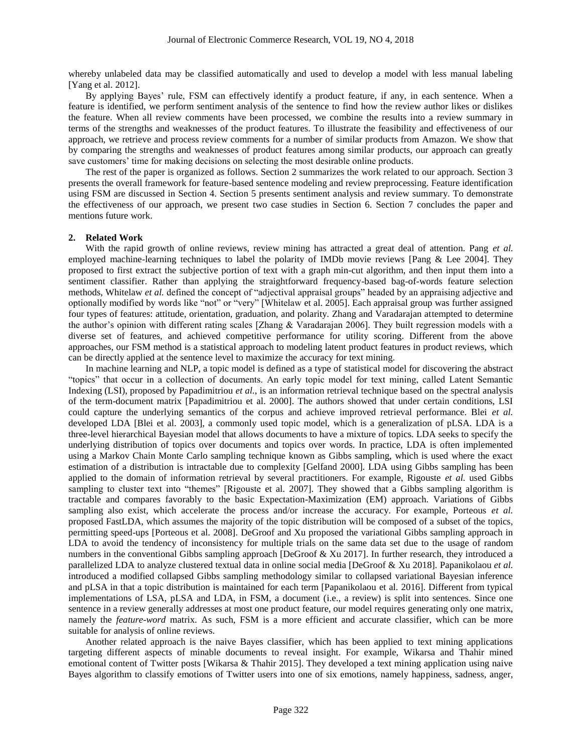whereby unlabeled data may be classified automatically and used to develop a model with less manual labeling [Yang et al. 2012].

By applying Bayes' rule, FSM can effectively identify a product feature, if any, in each sentence. When a feature is identified, we perform sentiment analysis of the sentence to find how the review author likes or dislikes the feature. When all review comments have been processed, we combine the results into a review summary in terms of the strengths and weaknesses of the product features. To illustrate the feasibility and effectiveness of our approach, we retrieve and process review comments for a number of similar products from Amazon. We show that by comparing the strengths and weaknesses of product features among similar products, our approach can greatly save customers' time for making decisions on selecting the most desirable online products.

The rest of the paper is organized as follows. Section 2 summarizes the work related to our approach. Section 3 presents the overall framework for feature-based sentence modeling and review preprocessing. Feature identification using FSM are discussed in Section 4. Section 5 presents sentiment analysis and review summary. To demonstrate the effectiveness of our approach, we present two case studies in Section 6. Section 7 concludes the paper and mentions future work.

## 2. Related Work

With the rapid growth of online reviews, review mining has attracted a great deal of attention. Pang *et al.* employed machine-learning techniques to label the polarity of IMDb movie reviews [Pang & Lee 2004]. They proposed to first extract the subjective portion of text with a graph min-cut algorithm, and then input them into a sentiment classifier. Rather than applying the straightforward frequency-based bag-of-words feature selection methods, Whitelaw *et al.* defined the concept of "adjectival appraisal groups" headed by an appraising adjective and optionally modified by words like "not" or "very" [Whitelaw et al. 2005]. Each appraisal group was further assigned four types of features: attitude, orientation, graduation, and polarity. Zhang and Varadarajan attempted to determine the author's opinion with different rating scales [Zhang & Varadarajan 2006]. They built regression models with a diverse set of features, and achieved competitive performance for utility scoring. Different from the above approaches, our FSM method is a statistical approach to modeling latent product features in product reviews, which can be directly applied at the sentence level to maximize the accuracy for text mining.

In machine learning and NLP, a topic model is defined as a type of statistical model for discovering the abstract "topics" that occur in a collection of documents. An early topic model for text mining, called Latent Semantic Indexing (LSI), proposed by Papadimitriou *et al.*, is an information retrieval technique based on the spectral analysis of the term-document matrix [Papadimitriou et al. 2000]. The authors showed that under certain conditions, LSI could capture the underlying semantics of the corpus and achieve improved retrieval performance. Blei *et al.* developed LDA [Blei et al. 2003], a commonly used topic model, which is a generalization of pLSA. LDA is a three-level hierarchical Bayesian model that allows documents to have a mixture of topics. LDA seeks to specify the underlying distribution of topics over documents and topics over words. In practice, LDA is often implemented using a Markov Chain Monte Carlo sampling technique known as Gibbs sampling, which is used where the exact estimation of a distribution is intractable due to complexity [Gelfand 2000]. LDA using Gibbs sampling has been applied to the domain of information retrieval by several practitioners. For example, Rigouste *et al.* used Gibbs sampling to cluster text into "themes" [Rigouste et al. 2007]. They showed that a Gibbs sampling algorithm is tractable and compares favorably to the basic Expectation-Maximization (EM) approach. Variations of Gibbs sampling also exist, which accelerate the process and/or increase the accuracy. For example, Porteous *et al.* proposed FastLDA, which assumes the majority of the topic distribution will be composed of a subset of the topics, permitting speed-ups [Porteous et al. 2008]. DeGroof and Xu proposed the variational Gibbs sampling approach in LDA to avoid the tendency of inconsistency for multiple trials on the same data set due to the usage of random numbers in the conventional Gibbs sampling approach [DeGroof & Xu 2017]. In further research, they introduced a parallelized LDA to analyze clustered textual data in online social media [DeGroof & Xu 2018]. Papanikolaou *et al.* introduced a modified collapsed Gibbs sampling methodology similar to collapsed variational Bayesian inference and pLSA in that a topic distribution is maintained for each term [Papanikolaou et al. 2016]. Different from typical implementations of LSA, pLSA and LDA, in FSM, a document (i.e., a review) is split into sentences. Since one sentence in a review generally addresses at most one product feature, our model requires generating only one matrix, namely the *feature-word* matrix. As such, FSM is a more efficient and accurate classifier, which can be more suitable for analysis of online reviews.

Another related approach is the naive Bayes classifier, which has been applied to text mining applications targeting different aspects of minable documents to reveal insight. For example, Wikarsa and Thahir mined emotional content of Twitter posts [Wikarsa & Thahir 2015]. They developed a text mining application using naive Bayes algorithm to classify emotions of Twitter users into one of six emotions, namely happiness, sadness, anger,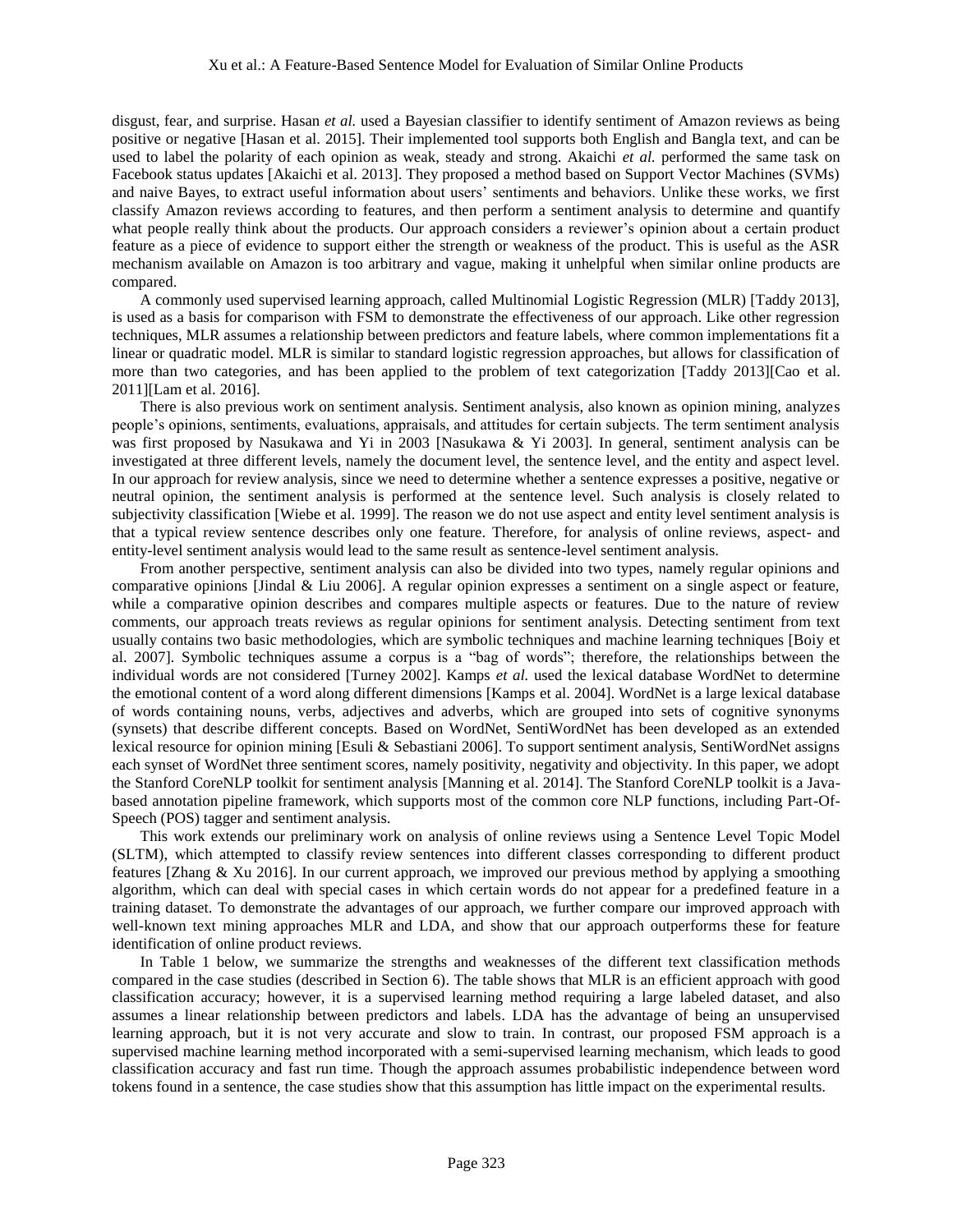disgust, fear, and surprise. Hasan *et al.* used a Bayesian classifier to identify sentiment of Amazon reviews as being positive or negative [Hasan et al. 2015]. Their implemented tool supports both English and Bangla text, and can be used to label the polarity of each opinion as weak, steady and strong. Akaichi *et al.* performed the same task on Facebook status updates [Akaichi et al. 2013]. They proposed a method based on Support Vector Machines (SVMs) and naive Bayes, to extract useful information about users' sentiments and behaviors. Unlike these works, we first classify Amazon reviews according to features, and then perform a sentiment analysis to determine and quantify what people really think about the products. Our approach considers a reviewer's opinion about a certain product feature as a piece of evidence to support either the strength or weakness of the product. This is useful as the ASR mechanism available on Amazon is too arbitrary and vague, making it unhelpful when similar online products are compared.

A commonly used supervised learning approach, called Multinomial Logistic Regression (MLR) [Taddy 2013], is used as a basis for comparison with FSM to demonstrate the effectiveness of our approach. Like other regression techniques, MLR assumes a relationship between predictors and feature labels, where common implementations fit a linear or quadratic model. MLR is similar to standard logistic regression approaches, but allows for classification of more than two categories, and has been applied to the problem of text categorization [Taddy 2013][Cao et al. 2011][Lam et al. 2016].

There is also previous work on sentiment analysis. Sentiment analysis, also known as opinion mining, analyzes people's opinions, sentiments, evaluations, appraisals, and attitudes for certain subjects. The term sentiment analysis was first proposed by Nasukawa and Yi in 2003 [Nasukawa & Yi 2003]. In general, sentiment analysis can be investigated at three different levels, namely the document level, the sentence level, and the entity and aspect level. In our approach for review analysis, since we need to determine whether a sentence expresses a positive, negative or neutral opinion, the sentiment analysis is performed at the sentence level. Such analysis is closely related to subjectivity classification [Wiebe et al. 1999]. The reason we do not use aspect and entity level sentiment analysis is that a typical review sentence describes only one feature. Therefore, for analysis of online reviews, aspect- and entity-level sentiment analysis would lead to the same result as sentence-level sentiment analysis.

From another perspective, sentiment analysis can also be divided into two types, namely regular opinions and comparative opinions [Jindal & Liu 2006]. A regular opinion expresses a sentiment on a single aspect or feature, while a comparative opinion describes and compares multiple aspects or features. Due to the nature of review comments, our approach treats reviews as regular opinions for sentiment analysis. Detecting sentiment from text usually contains two basic methodologies, which are symbolic techniques and machine learning techniques [Boiy et al. 2007]. Symbolic techniques assume a corpus is a "bag of words"; therefore, the relationships between the individual words are not considered [Turney 2002]. Kamps *et al.* used the lexical database WordNet to determine the emotional content of a word along different dimensions [Kamps et al. 2004]. WordNet is a large lexical database of words containing nouns, verbs, adjectives and adverbs, which are grouped into sets of cognitive synonyms (synsets) that describe different concepts. Based on WordNet, SentiWordNet has been developed as an extended lexical resource for opinion mining [Esuli & Sebastiani 2006]. To support sentiment analysis, SentiWordNet assigns each synset of WordNet three sentiment scores, namely positivity, negativity and objectivity. In this paper, we adopt the Stanford CoreNLP toolkit for sentiment analysis [Manning et al. 2014]. The Stanford CoreNLP toolkit is a Java-based annotation pipeline framework, which supports most of the common core NLP functions, including Part-Of-Speech (POS) tagger and sentiment analysis.

This work extends our preliminary work on analysis of online reviews using a Sentence Level Topic Model (SLTM), which attempted to classify review sentences into different classes corresponding to different product features [Zhang & Xu 2016]. In our current approach, we improved our previous method by applying a smoothing algorithm, which can deal with special cases in which certain words do not appear for a predefined feature in a training dataset. To demonstrate the advantages of our approach, we further compare our improved approach with well-known text mining approaches MLR and LDA, and show that our approach outperforms these for feature identification of online product reviews.

In Table 1 below, we summarize the strengths and weaknesses of the different text classification methods compared in the case studies (described in Section 6). The table shows that MLR is an efficient approach with good classification accuracy; however, it is a supervised learning method requiring a large labeled dataset, and also assumes a linear relationship between predictors and labels. LDA has the advantage of being an unsupervised learning approach, but it is not very accurate and slow to train. In contrast, our proposed FSM approach is a supervised machine learning method incorporated with a semi-supervised learning mechanism, which leads to good classification accuracy and fast run time. Though the approach assumes probabilistic independence between word tokens found in a sentence, the case studies show that this assumption has little impact on the experimental results.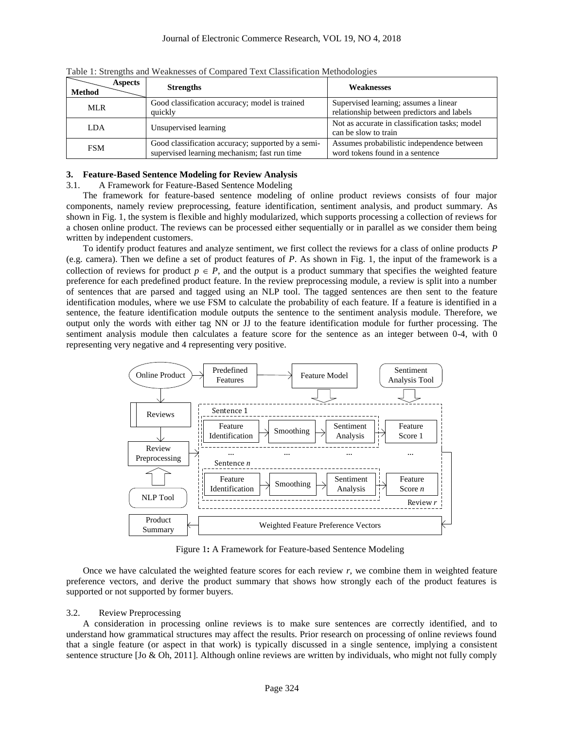Table 1: Strengths and Weaknesses of Compared Text Classification Methodologies

| Method \ Aspects | Strengths | Weaknesses |
| --- | --- | --- |
| MLR | Good classification accuracy; model is trained quickly | Supervised learning; assumes a linear relationship between predictors and labels |
| LDA | Unsupervised learning | Not as accurate in classification tasks; model can be slow to train |
| FSM | Good classification accuracy; supported by a semi-supervised learning mechanism; fast run time | Assumes probabilistic independence between word tokens found in a sentence |

## 3. Feature-Based Sentence Modeling for Review Analysis

### 3.1. A Framework for Feature-Based Sentence Modeling

The framework for feature-based sentence modeling of online product reviews consists of four major components, namely review preprocessing, feature identification, sentiment analysis, and product summary. As shown in Fig. 1, the system is flexible and highly modularized, which supports processing a collection of reviews for a chosen online product. The reviews can be processed either sequentially or in parallel as we consider them being written by independent customers.

To identify product features and analyze sentiment, we first collect the reviews for a class of online products $P$ (e.g. camera). Then we define a set of product features of $P$. As shown in Fig. 1, the input of the framework is a collection of reviews for product $p \in P$, and the output is a product summary that specifies the weighted feature preference for each predefined product feature. In the review preprocessing module, a review is split into a number of sentences that are parsed and tagged using an NLP tool. The tagged sentences are then sent to the feature identification modules, where we use FSM to calculate the probability of each feature. If a feature is identified in a sentence, the feature identification module outputs the sentence to the sentiment analysis module. Therefore, we output only the words with either tag NN or JJ to the feature identification module for further processing. The sentiment analysis module then calculates a feature score for the sentence as an integer between 0-4, with 0 representing very negative and 4 representing very positive.

Figure 1: A Framework for Feature-based Sentence Modeling

Once we have calculated the weighted feature scores for each review $r$, we combine them in weighted feature preference vectors, and derive the product summary that shows how strongly each of the product features is supported or not supported by former buyers.

### 3.2. Review Preprocessing

A consideration in processing online reviews is to make sure sentences are correctly identified, and to understand how grammatical structures may affect the results. Prior research on processing of online reviews found that a single feature (or aspect in that work) is typically discussed in a single sentence, implying a consistent sentence structure [Jo & Oh, 2011]. Although online reviews are written by individuals, who might not fully comply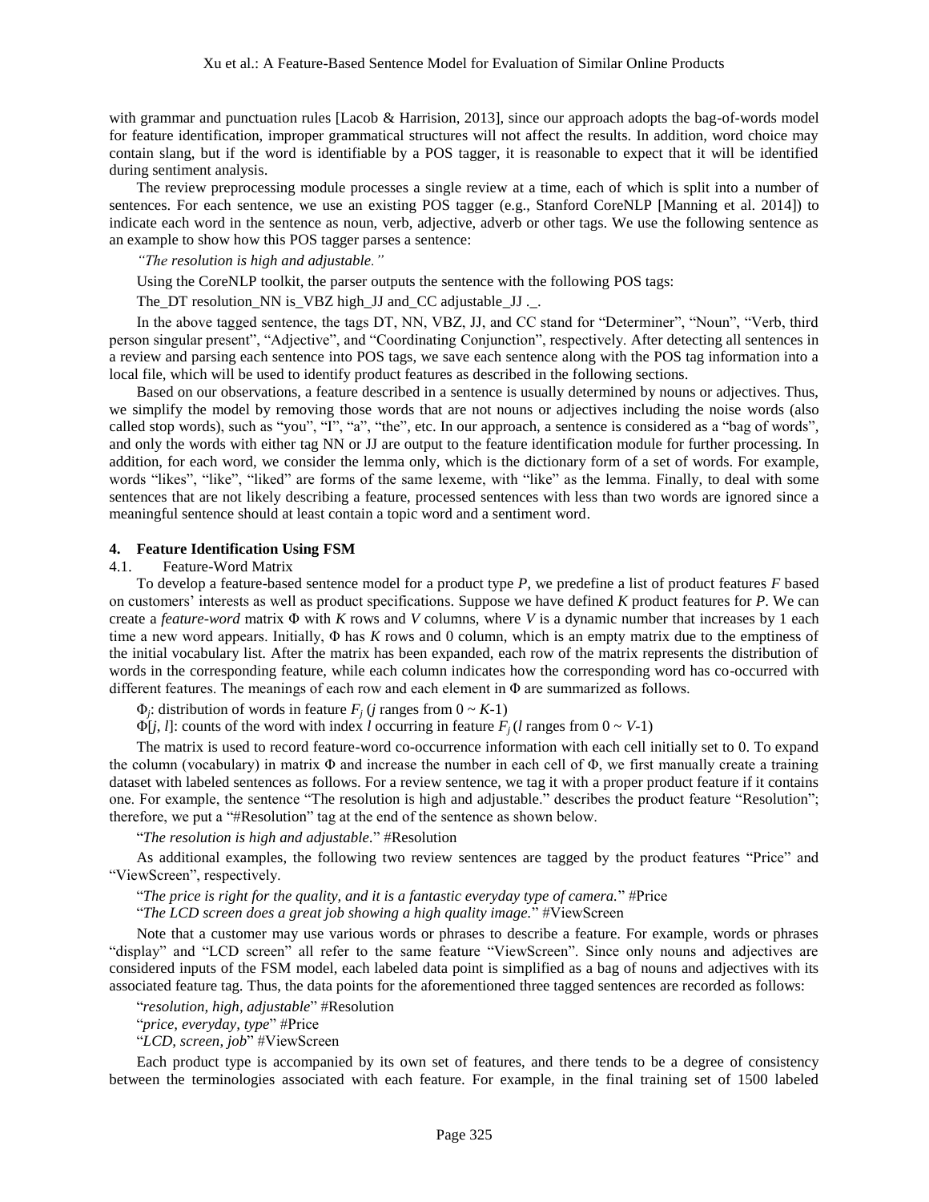with grammar and punctuation rules [Lacob & Harrision, 2013], since our approach adopts the bag-of-words model for feature identification, improper grammatical structures will not affect the results. In addition, word choice may contain slang, but if the word is identifiable by a POS tagger, it is reasonable to expect that it will be identified during sentiment analysis.

The review preprocessing module processes a single review at a time, each of which is split into a number of sentences. For each sentence, we use an existing POS tagger (e.g., Stanford CoreNLP [Manning et al. 2014]) to indicate each word in the sentence as noun, verb, adjective, adverb or other tags. We use the following sentence as an example to show how this POS tagger parses a sentence:

*"The resolution is high and adjustable."*

Using the CoreNLP toolkit, the parser outputs the sentence with the following POS tags:

The_DT resolution_NN is_VBZ high_JJ and_CC adjustable_JJ ._.

In the above tagged sentence, the tags DT, NN, VBZ, JJ, and CC stand for "Determiner", "Noun", "Verb, third person singular present", "Adjective", and "Coordinating Conjunction", respectively. After detecting all sentences in a review and parsing each sentence into POS tags, we save each sentence along with the POS tag information into a local file, which will be used to identify product features as described in the following sections.

Based on our observations, a feature described in a sentence is usually determined by nouns or adjectives. Thus, we simplify the model by removing those words that are not nouns or adjectives including the noise words (also called stop words), such as "you", "I", "a", "the", etc. In our approach, a sentence is considered as a "bag of words", and only the words with either tag NN or JJ are output to the feature identification module for further processing. In addition, for each word, we consider the lemma only, which is the dictionary form of a set of words. For example, words "likes", "like", "liked" are forms of the same lexeme, with "like" as the lemma. Finally, to deal with some sentences that are not likely describing a feature, processed sentences with less than two words are ignored since a meaningful sentence should at least contain a topic word and a sentiment word.

## 4. Feature Identification Using FSM

### 4.1. Feature-Word Matrix

To develop a feature-based sentence model for a product type $P$, we predefine a list of product features $F$ based on customers' interests as well as product specifications. Suppose we have defined $K$ product features for $P$. We can create a *feature-word* matrix $\Phi$ with $K$ rows and $V$ columns, where $V$ is a dynamic number that increases by 1 each time a new word appears. Initially, $\Phi$ has $K$ rows and 0 column, which is an empty matrix due to the emptiness of the initial vocabulary list. After the matrix has been expanded, each row of the matrix represents the distribution of words in the corresponding feature, while each column indicates how the corresponding word has co-occurred with different features. The meanings of each row and each element in $\Phi$ are summarized as follows.

$\Phi_j$: distribution of words in feature $F_j$ ($j$ ranges from $0 \sim K$-1)

$\Phi[j, l]$: counts of the word with index $l$ occurring in feature $F_j$ ($l$ ranges from $0 \sim V$-1)

The matrix is used to record feature-word co-occurrence information with each cell initially set to 0. To expand the column (vocabulary) in matrix $\Phi$ and increase the number in each cell of $\Phi$, we first manually create a training dataset with labeled sentences as follows. For a review sentence, we tag it with a proper product feature if it contains one. For example, the sentence "The resolution is high and adjustable." describes the product feature "Resolution"; therefore, we put a "#Resolution" tag at the end of the sentence as shown below.

"*The resolution is high and adjustable*." #Resolution

As additional examples, the following two review sentences are tagged by the product features "Price" and "ViewScreen", respectively.

"*The price is right for the quality, and it is a fantastic everyday type of camera.*" #Price

"*The LCD screen does a great job showing a high quality image.*" #ViewScreen

Note that a customer may use various words or phrases to describe a feature. For example, words or phrases "display" and "LCD screen" all refer to the same feature "ViewScreen". Since only nouns and adjectives are considered inputs of the FSM model, each labeled data point is simplified as a bag of nouns and adjectives with its associated feature tag. Thus, the data points for the aforementioned three tagged sentences are recorded as follows:

"*resolution, high, adjustable*" #Resolution

"*price, everyday, type*" #Price

"*LCD, screen, job*" #ViewScreen

Each product type is accompanied by its own set of features, and there tends to be a degree of consistency between the terminologies associated with each feature. For example, in the final training set of 1500 labeled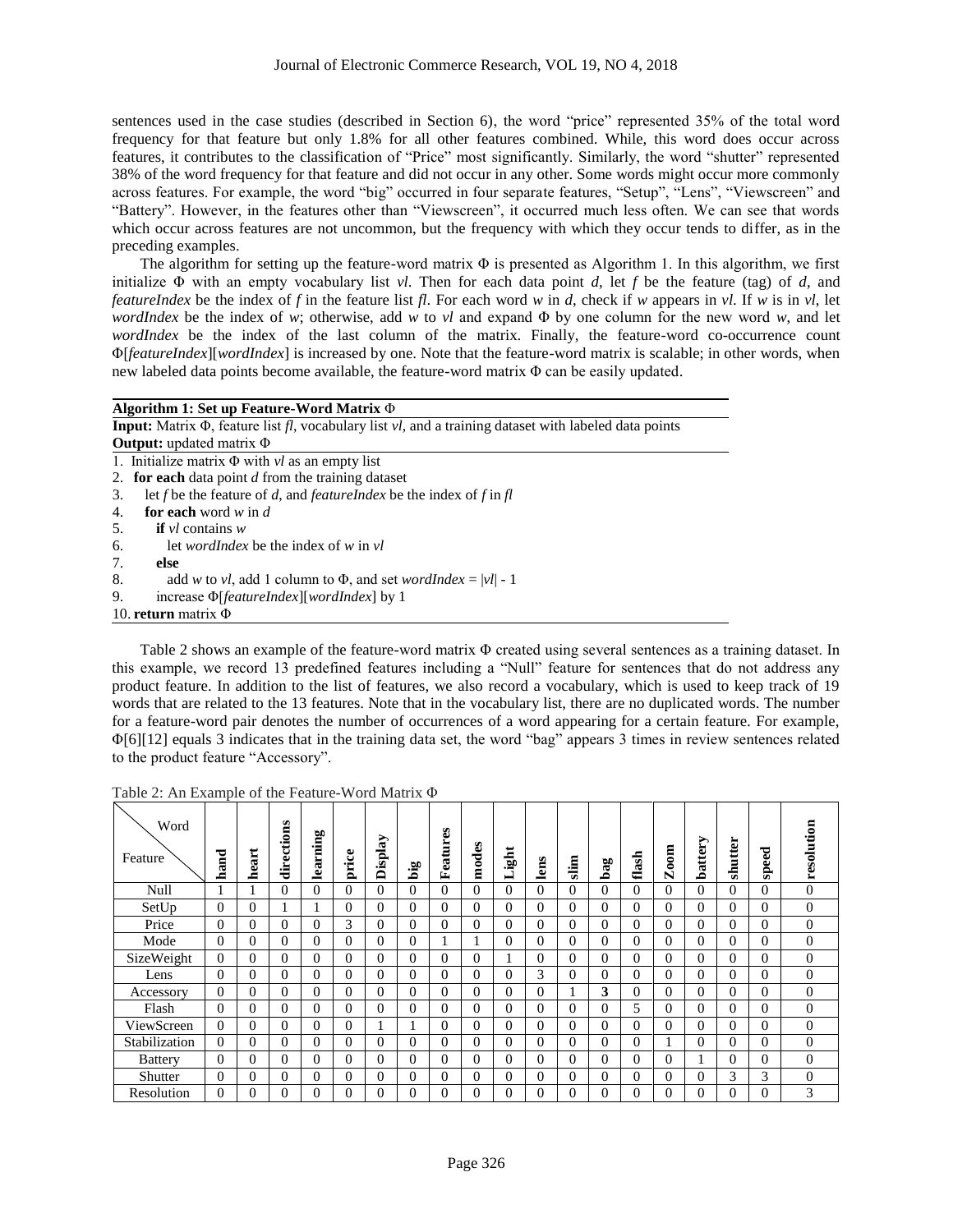sentences used in the case studies (described in Section 6), the word "price" represented 35% of the total word frequency for that feature but only 1.8% for all other features combined. While, this word does occur across features, it contributes to the classification of "Price" most significantly. Similarly, the word "shutter" represented 38% of the word frequency for that feature and did not occur in any other. Some words might occur more commonly across features. For example, the word "big" occurred in four separate features, "Setup", "Lens", "Viewscreen" and "Battery". However, in the features other than "Viewscreen", it occurred much less often. We can see that words which occur across features are not uncommon, but the frequency with which they occur tends to differ, as in the preceding examples.

The algorithm for setting up the feature-word matrix Φ is presented as Algorithm 1. In this algorithm, we first initialize Φ with an empty vocabulary list *vl*. Then for each data point *d*, let *f* be the feature (tag) of *d*, and *featureIndex* be the index of *f* in the feature list *fl*. For each word *w* in *d*, check if *w* appears in *vl*. If *w* is in *vl*, let *wordIndex* be the index of *w*; otherwise, add *w* to *vl* and expand Φ by one column for the new word *w*, and let *wordIndex* be the index of the last column of the matrix. Finally, the feature-word co-occurrence count Φ[*featureIndex*][*wordIndex*] is increased by one. Note that the feature-word matrix is scalable; in other words, when new labeled data points become available, the feature-word matrix Φ can be easily updated.

**Algorithm 1: Set up Feature-Word Matrix Φ**

**Input:** Matrix Φ, feature list *fl*, vocabulary list *vl*, and a training dataset with labeled data points
**Output:** updated matrix Φ

```
1.  Initialize matrix Φ with vl as an empty list
2.  for each data point d from the training dataset
3.     let f be the feature of d, and featureIndex be the index of f in fl
4.     for each word w in d
5.        if vl contains w
6.           let wordIndex be the index of w in vl
7.        else
8.           add w to vl, add 1 column to Φ, and set wordIndex = |vl| - 1
9.        increase Φ[featureIndex][wordIndex] by 1
10. return matrix Φ
```

Table 2 shows an example of the feature-word matrix Φ created using several sentences as a training dataset. In this example, we record 13 predefined features including a "Null" feature for sentences that do not address any product feature. In addition to the list of features, we also record a vocabulary, which is used to keep track of 19 words that are related to the 13 features. Note that in the vocabulary list, there are no duplicated words. The number for a feature-word pair denotes the number of occurrences of a word appearing for a certain feature. For example, Φ[6][12] equals 3 indicates that in the training data set, the word "bag" appears 3 times in review sentences related to the product feature "Accessory".

Table 2: An Example of the Feature-Word Matrix Φ

| Feature \ Word | hand | heart | directions | learning | price | Display | big | Features | modes | Light | lens | slim | bag | flash | Zoom | battery | shutter | speed | resolution |
|---|---|---|---|---|---|---|---|---|---|---|---|---|---|---|---|---|---|---|---|
| Null | 1 | 1 | 0 | 0 | 0 | 0 | 0 | 0 | 0 | 0 | 0 | 0 | 0 | 0 | 0 | 0 | 0 | 0 | 0 |
| SetUp | 0 | 0 | 1 | 1 | 0 | 0 | 0 | 0 | 0 | 0 | 0 | 0 | 0 | 0 | 0 | 0 | 0 | 0 | 0 |
| Price | 0 | 0 | 0 | 0 | 3 | 0 | 0 | 0 | 0 | 0 | 0 | 0 | 0 | 0 | 0 | 0 | 0 | 0 | 0 |
| Mode | 0 | 0 | 0 | 0 | 0 | 0 | 0 | 1 | 1 | 0 | 0 | 0 | 0 | 0 | 0 | 0 | 0 | 0 | 0 |
| SizeWeight | 0 | 0 | 0 | 0 | 0 | 0 | 0 | 0 | 0 | 1 | 0 | 0 | 0 | 0 | 0 | 0 | 0 | 0 | 0 |
| Lens | 0 | 0 | 0 | 0 | 0 | 0 | 0 | 0 | 0 | 0 | 3 | 0 | 0 | 0 | 0 | 0 | 0 | 0 | 0 |
| Accessory | 0 | 0 | 0 | 0 | 0 | 0 | 0 | 0 | 0 | 0 | 0 | 1 | **3** | 0 | 0 | 0 | 0 | 0 | 0 |
| Flash | 0 | 0 | 0 | 0 | 0 | 0 | 0 | 0 | 0 | 0 | 0 | 0 | 0 | 5 | 0 | 0 | 0 | 0 | 0 |
| ViewScreen | 0 | 0 | 0 | 0 | 0 | 1 | 1 | 0 | 0 | 0 | 0 | 0 | 0 | 0 | 0 | 0 | 0 | 0 | 0 |
| Stabilization | 0 | 0 | 0 | 0 | 0 | 0 | 0 | 0 | 0 | 0 | 0 | 0 | 0 | 0 | 1 | 0 | 0 | 0 | 0 |
| Battery | 0 | 0 | 0 | 0 | 0 | 0 | 0 | 0 | 0 | 0 | 0 | 0 | 0 | 0 | 0 | 1 | 0 | 0 | 0 |
| Shutter | 0 | 0 | 0 | 0 | 0 | 0 | 0 | 0 | 0 | 0 | 0 | 0 | 0 | 0 | 0 | 0 | 3 | 3 | 0 |
| Resolution | 0 | 0 | 0 | 0 | 0 | 0 | 0 | 0 | 0 | 0 | 0 | 0 | 0 | 0 | 0 | 0 | 0 | 0 | 3 |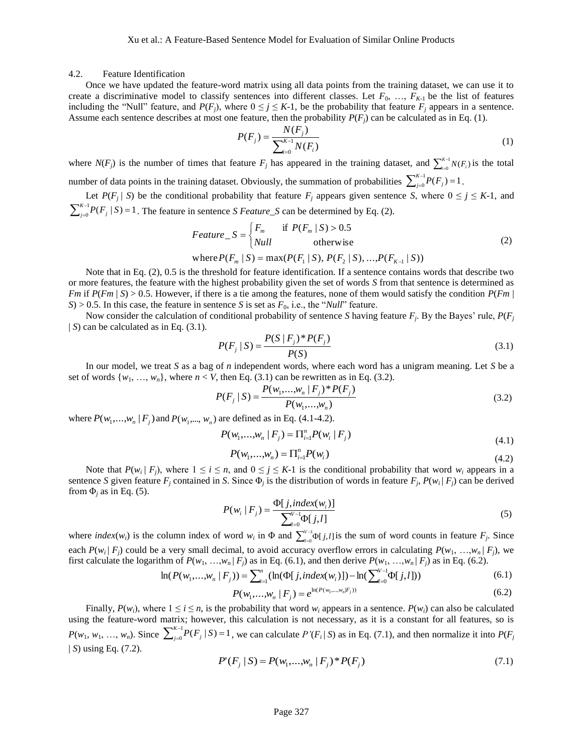### 4.2. Feature Identification

Once we have updated the feature-word matrix using all data points from the training dataset, we can use it to create a discriminative model to classify sentences into different classes. Let $F_0$, …, $F_{K\text{-}1}$ be the list of features including the "Null" feature, and $P(F_j)$, where $0 \le j \le K\text{-}1$, be the probability that feature $F_j$ appears in a sentence. Assume each sentence describes at most one feature, then the probability $P(F_j)$ can be calculated as in Eq. (1).

$$P(F_j) = \frac{N(F_j)}{\sum_{i=0}^{K-1} N(F_i)} \tag{1}$$

where $N(F_j)$ is the number of times that feature $F_j$ has appeared in the training dataset, and $\sum_{i=0}^{K-1} N(F_i)$ is the total number of data points in the training dataset. Obviously, the summation of probabilities $\sum_{j=0}^{K-1} P(F_j) = 1$.

Let $P(F_j \mid S)$ be the conditional probability that feature $F_j$ appears given sentence $S$, where $0 \le j \le K\text{-}1$, and $\sum_{j=0}^{K-1} P(F_j \mid S) = 1$. The feature in sentence $S$ *Feature_S* can be determined by Eq. (2).

$$Feature\_S = \begin{cases} F_m & \text{if } P(F_m \mid S) > 0.5 \\ Null & \text{otherwise} \end{cases} \tag{2}$$

$$\text{where } P(F_m \mid S) = \max(P(F_1 \mid S),\, P(F_2 \mid S),\, \ldots, P(F_{K-1} \mid S))$$

Note that in Eq. (2), 0.5 is the threshold for feature identification. If a sentence contains words that describe two or more features, the feature with the highest probability given the set of words $S$ from that sentence is determined as $Fm$ if $P(Fm \mid S) > 0.5$. However, if there is a tie among the features, none of them would satisfy the condition $P(Fm \mid S) > 0.5$. In this case, the feature in sentence $S$ is set as $F_0$, i.e., the "*Null*" feature.

Now consider the calculation of conditional probability of sentence $S$ having feature $F_j$. By the Bayes' rule, $P(F_j \mid S)$ can be calculated as in Eq. (3.1).

$$P(F_j \mid S) = \frac{P(S \mid F_j) * P(F_j)}{P(S)} \tag{3.1}$$

In our model, we treat $S$ as a bag of $n$ independent words, where each word has a unigram meaning. Let $S$ be a set of words $\{w_1, \ldots, w_n\}$, where $n < V$, then Eq. (3.1) can be rewritten as in Eq. (3.2).

$$P(F_j \mid S) = \frac{P(w_1,\ldots,w_n \mid F_j) * P(F_j)}{P(w_1,\ldots,w_n)} \tag{3.2}$$

where $P(w_1,\ldots,w_n \mid F_j)$ and $P(w_1,\ldots,w_n)$ are defined as in Eq. (4.1-4.2).

$$P(w_1,\ldots,w_n \mid F_j) = \Pi_{i=1}^{n} P(w_i \mid F_j) \tag{4.1}$$

$$P(w_1,\ldots,w_n) = \Pi_{i=1}^{n} P(w_i) \tag{4.2}$$

Note that $P(w_i \mid F_j)$, where $1 \le i \le n$, and $0 \le j \le K\text{-}1$ is the conditional probability that word $w_i$ appears in a sentence $S$ given feature $F_j$ contained in $S$. Since $\Phi_j$ is the distribution of words in feature $F_j$, $P(w_i \mid F_j)$ can be derived from $\Phi_j$ as in Eq. (5).

$$P(w_i \mid F_j) = \frac{\Phi[j, index(w_i)]}{\sum_{l=0}^{V-1} \Phi[j,l]} \tag{5}$$

where $index(w_i)$ is the column index of word $w_i$ in $\Phi$ and $\sum_{l=0}^{V-1} \Phi[j,l]$ is the sum of word counts in feature $F_j$. Since each $P(w_i \mid F_j)$ could be a very small decimal, to avoid accuracy overflow errors in calculating $P(w_1, \ldots, w_n \mid F_j)$, we first calculate the logarithm of $P(w_1, \ldots, w_n \mid F_j)$ as in Eq. (6.1), and then derive $P(w_1, \ldots, w_n \mid F_j)$ as in Eq. (6.2).

$$\ln(P(w_1,\ldots,w_n \mid F_j)) = \sum_{i=1}^{n} (\ln(\Phi[j, index(w_i)]) - \ln(\sum_{l=0}^{V-1} \Phi[j,l])) \tag{6.1}$$

$$P(w_1,\ldots,w_n \mid F_j) = e^{\ln(P(w_1,\ldots,w_n \mid F_j))} \tag{6.2}$$

Finally, $P(w_i)$, where $1 \le i \le n$, is the probability that word $w_i$ appears in a sentence. $P(w_i)$ can also be calculated using the feature-word matrix; however, this calculation is not necessary, as it is a constant for all features, so is $P(w_1, w_1, \ldots, w_n)$. Since $\sum_{j=0}^{K-1} P(F_j \mid S) = 1$, we can calculate $P'(F_i \mid S)$ as in Eq. (7.1), and then normalize it into $P(F_j \mid S)$ using Eq. (7.2).

$$P'(F_j \mid S) = P(w_1,\ldots,w_n \mid F_j) * P(F_j) \tag{7.1}$$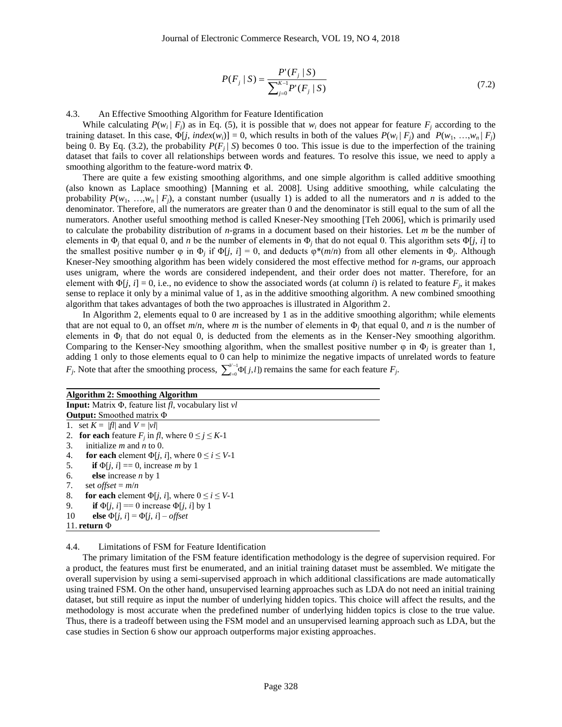$$P(F_j \mid S) = \frac{P'(F_j \mid S)}{\sum_{j=0}^{K-1} P'(F_j \mid S)} \tag{7.2}$$

### 4.3. An Effective Smoothing Algorithm for Feature Identification

While calculating $P(w_i \mid F_j)$ as in Eq. (5), it is possible that $w_i$ does not appear for feature $F_j$ according to the training dataset. In this case, $\Phi[j, index(w_i)] = 0$, which results in both of the values $P(w_i \mid F_j)$ and $P(w_1, \ldots, w_n \mid F_j)$ being 0. By Eq. (3.2), the probability $P(F_j \mid S)$ becomes 0 too. This issue is due to the imperfection of the training dataset that fails to cover all relationships between words and features. To resolve this issue, we need to apply a smoothing algorithm to the feature-word matrix $\Phi$.

There are quite a few existing smoothing algorithms, and one simple algorithm is called additive smoothing (also known as Laplace smoothing) [Manning et al. 2008]. Using additive smoothing, while calculating the probability $P(w_1, \ldots, w_n \mid F_j)$, a constant number (usually 1) is added to all the numerators and $n$ is added to the denominator. Therefore, all the numerators are greater than 0 and the denominator is still equal to the sum of all the numerators. Another useful smoothing method is called Kneser-Ney smoothing [Teh 2006], which is primarily used to calculate the probability distribution of $n$-grams in a document based on their histories. Let $m$ be the number of elements in $\Phi_j$ that equal 0, and $n$ be the number of elements in $\Phi_j$ that do not equal 0. This algorithm sets $\Phi[j, i]$ to the smallest positive number $\varphi$ in $\Phi_j$ if $\Phi[j, i] = 0$, and deducts $\varphi^*(m/n)$ from all other elements in $\Phi_j$. Although Kneser-Ney smoothing algorithm has been widely considered the most effective method for $n$-grams, our approach uses unigram, where the words are considered independent, and their order does not matter. Therefore, for an element with $\Phi[j, i] = 0$, i.e., no evidence to show the associated words (at column $i$) is related to feature $F_j$, it makes sense to replace it only by a minimal value of 1, as in the additive smoothing algorithm. A new combined smoothing algorithm that takes advantages of both the two approaches is illustrated in Algorithm 2.

In Algorithm 2, elements equal to 0 are increased by 1 as in the additive smoothing algorithm; while elements that are not equal to 0, an offset $m/n$, where $m$ is the number of elements in $\Phi_j$ that equal 0, and $n$ is the number of elements in $\Phi_j$ that do not equal 0, is deducted from the elements as in the Kenser-Ney smoothing algorithm. Comparing to the Kenser-Ney smoothing algorithm, when the smallest positive number $\varphi$ in $\Phi_j$ is greater than 1, adding 1 only to those elements equal to 0 can help to minimize the negative impacts of unrelated words to feature $F_j$. Note that after the smoothing process, $\sum_{l=0}^{V-1}\Phi[j,l]$ remains the same for each feature $F_j$.

**Algorithm 2: Smoothing Algorithm**

**Input:** Matrix $\Phi$, feature list *fl*, vocabulary list *vl*

**Output:** Smoothed matrix $\Phi$

1. set $K = |fl|$ and $V = |vl|$
2. **for each** feature $F_j$ in *fl*, where $0 \le j \le K$-1
3. initialize $m$ and $n$ to 0.
4. **for each** element $\Phi[j, i]$, where $0 \le i \le V$-1
5. **if** $\Phi[j, i] == 0$, increase $m$ by 1
6. **else** increase $n$ by 1
7. set $offset = m/n$
8. **for each** element $\Phi[j, i]$, where $0 \le i \le V$-1
9. **if** $\Phi[j, i] == 0$ increase $\Phi[j, i]$ by 1
10. **else** $\Phi[j, i] = \Phi[j, i] - offset$
11. **return** $\Phi$

### 4.4. Limitations of FSM for Feature Identification

The primary limitation of the FSM feature identification methodology is the degree of supervision required. For a product, the features must first be enumerated, and an initial training dataset must be assembled. We mitigate the overall supervision by using a semi-supervised approach in which additional classifications are made automatically using trained FSM. On the other hand, unsupervised learning approaches such as LDA do not need an initial training dataset, but still require as input the number of underlying hidden topics. This choice will affect the results, and the methodology is most accurate when the predefined number of underlying hidden topics is close to the true value. Thus, there is a tradeoff between using the FSM model and an unsupervised learning approach such as LDA, but the case studies in Section 6 show our approach outperforms major existing approaches.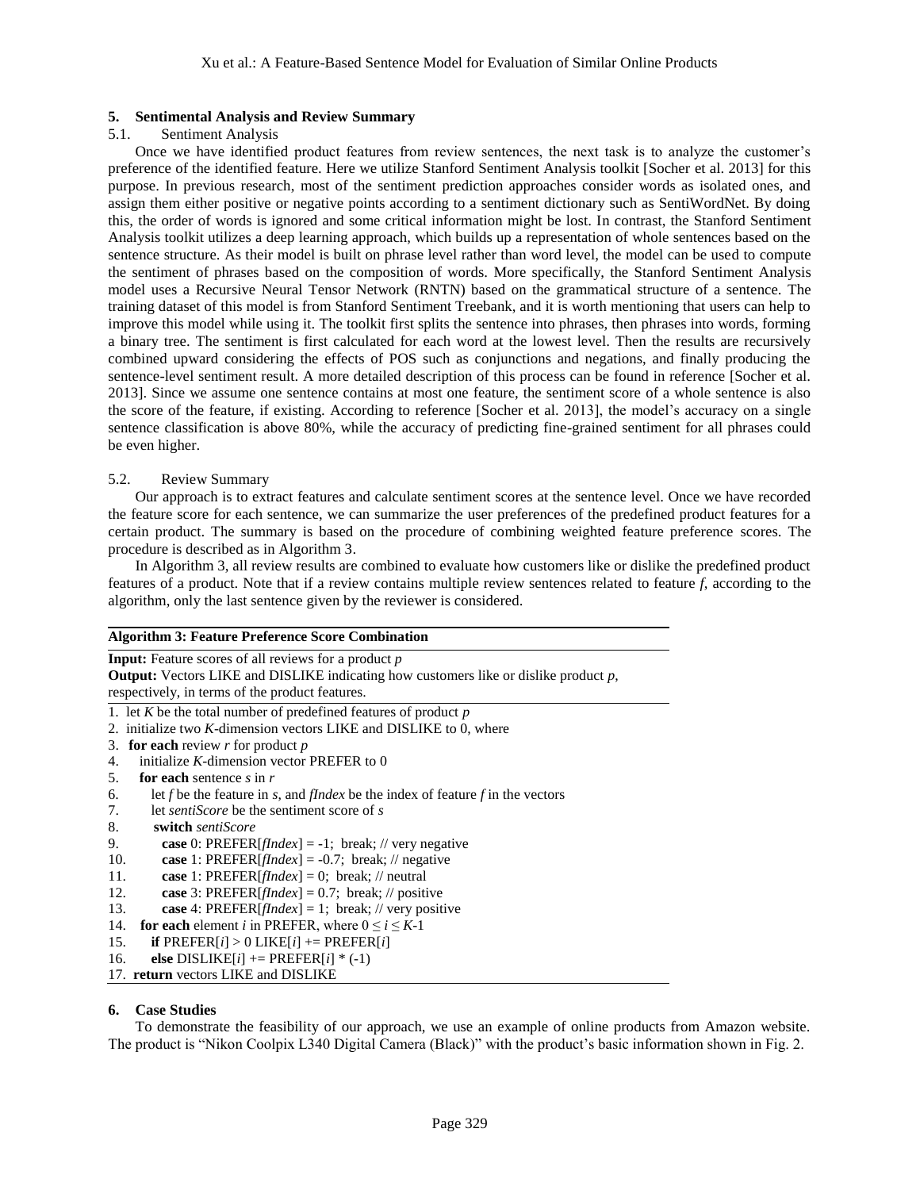## 5. Sentimental Analysis and Review Summary

### 5.1. Sentiment Analysis

Once we have identified product features from review sentences, the next task is to analyze the customer's preference of the identified feature. Here we utilize Stanford Sentiment Analysis toolkit [Socher et al. 2013] for this purpose. In previous research, most of the sentiment prediction approaches consider words as isolated ones, and assign them either positive or negative points according to a sentiment dictionary such as SentiWordNet. By doing this, the order of words is ignored and some critical information might be lost. In contrast, the Stanford Sentiment Analysis toolkit utilizes a deep learning approach, which builds up a representation of whole sentences based on the sentence structure. As their model is built on phrase level rather than word level, the model can be used to compute the sentiment of phrases based on the composition of words. More specifically, the Stanford Sentiment Analysis model uses a Recursive Neural Tensor Network (RNTN) based on the grammatical structure of a sentence. The training dataset of this model is from Stanford Sentiment Treebank, and it is worth mentioning that users can help to improve this model while using it. The toolkit first splits the sentence into phrases, then phrases into words, forming a binary tree. The sentiment is first calculated for each word at the lowest level. Then the results are recursively combined upward considering the effects of POS such as conjunctions and negations, and finally producing the sentence-level sentiment result. A more detailed description of this process can be found in reference [Socher et al. 2013]. Since we assume one sentence contains at most one feature, the sentiment score of a whole sentence is also the score of the feature, if existing. According to reference [Socher et al. 2013], the model's accuracy on a single sentence classification is above 80%, while the accuracy of predicting fine-grained sentiment for all phrases could be even higher.

### 5.2. Review Summary

Our approach is to extract features and calculate sentiment scores at the sentence level. Once we have recorded the feature score for each sentence, we can summarize the user preferences of the predefined product features for a certain product. The summary is based on the procedure of combining weighted feature preference scores. The procedure is described as in Algorithm 3.

In Algorithm 3, all review results are combined to evaluate how customers like or dislike the predefined product features of a product. Note that if a review contains multiple review sentences related to feature *f*, according to the algorithm, only the last sentence given by the reviewer is considered.

**Algorithm 3: Feature Preference Score Combination**

**Input:** Feature scores of all reviews for a product *p*
**Output:** Vectors LIKE and DISLIKE indicating how customers like or dislike product *p*, respectively, in terms of the product features.

```
1.  let K be the total number of predefined features of product p
2.  initialize two K-dimension vectors LIKE and DISLIKE to 0, where
3.  for each review r for product p
4.    initialize K-dimension vector PREFER to 0
5.    for each sentence s in r
6.      let f be the feature in s, and fIndex be the index of feature f in the vectors
7.      let sentiScore be the sentiment score of s
8.      switch sentiScore
9.        case 0: PREFER[fIndex] = -1;  break; // very negative
10.       case 1: PREFER[fIndex] = -0.7;  break; // negative
11.       case 1: PREFER[fIndex] = 0;  break; // neutral
12.       case 3: PREFER[fIndex] = 0.7;  break; // positive
13.       case 4: PREFER[fIndex] = 1;  break; // very positive
14.   for each element i in PREFER, where 0 ≤ i ≤ K-1
15.     if PREFER[i] > 0 LIKE[i] += PREFER[i]
16.     else DISLIKE[i] += PREFER[i] * (-1)
17. return vectors LIKE and DISLIKE
```

## 6. Case Studies

To demonstrate the feasibility of our approach, we use an example of online products from Amazon website. The product is "Nikon Coolpix L340 Digital Camera (Black)" with the product's basic information shown in Fig. 2.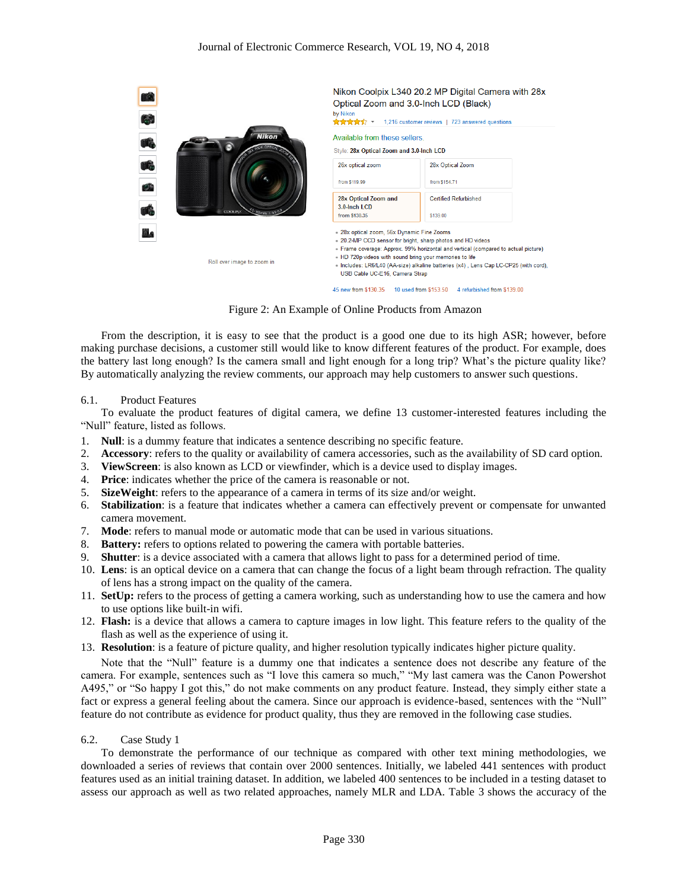Figure 2: An Example of Online Products from Amazon

From the description, it is easy to see that the product is a good one due to its high ASR; however, before making purchase decisions, a customer still would like to know different features of the product. For example, does the battery last long enough? Is the camera small and light enough for a long trip? What's the picture quality like? By automatically analyzing the review comments, our approach may help customers to answer such questions.

## 6.1. Product Features

To evaluate the product features of digital camera, we define 13 customer-interested features including the "Null" feature, listed as follows.

1. **Null**: is a dummy feature that indicates a sentence describing no specific feature.
2. **Accessory**: refers to the quality or availability of camera accessories, such as the availability of SD card option.
3. **ViewScreen**: is also known as LCD or viewfinder, which is a device used to display images.
4. **Price**: indicates whether the price of the camera is reasonable or not.
5. **SizeWeight**: refers to the appearance of a camera in terms of its size and/or weight.
6. **Stabilization**: is a feature that indicates whether a camera can effectively prevent or compensate for unwanted camera movement.
7. **Mode**: refers to manual mode or automatic mode that can be used in various situations.
8. **Battery:** refers to options related to powering the camera with portable batteries.
9. **Shutter**: is a device associated with a camera that allows light to pass for a determined period of time.
10. **Lens**: is an optical device on a camera that can change the focus of a light beam through refraction. The quality of lens has a strong impact on the quality of the camera.
11. **SetUp:** refers to the process of getting a camera working, such as understanding how to use the camera and how to use options like built-in wifi.
12. **Flash:** is a device that allows a camera to capture images in low light. This feature refers to the quality of the flash as well as the experience of using it.
13. **Resolution**: is a feature of picture quality, and higher resolution typically indicates higher picture quality.

Note that the "Null" feature is a dummy one that indicates a sentence does not describe any feature of the camera. For example, sentences such as "I love this camera so much," "My last camera was the Canon Powershot A495," or "So happy I got this," do not make comments on any product feature. Instead, they simply either state a fact or express a general feeling about the camera. Since our approach is evidence-based, sentences with the "Null" feature do not contribute as evidence for product quality, thus they are removed in the following case studies.

## 6.2. Case Study 1

To demonstrate the performance of our technique as compared with other text mining methodologies, we downloaded a series of reviews that contain over 2000 sentences. Initially, we labeled 441 sentences with product features used as an initial training dataset. In addition, we labeled 400 sentences to be included in a testing dataset to assess our approach as well as two related approaches, namely MLR and LDA. Table 3 shows the accuracy of the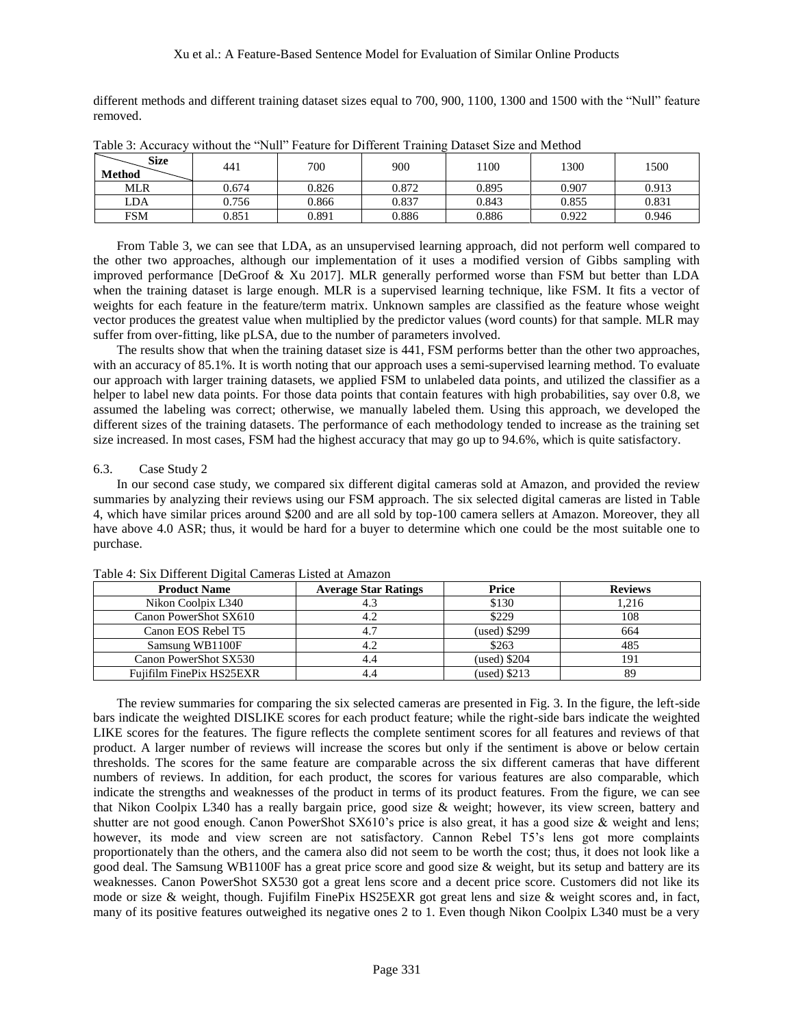different methods and different training dataset sizes equal to 700, 900, 1100, 1300 and 1500 with the "Null" feature removed.

Table 3: Accuracy without the "Null" Feature for Different Training Dataset Size and Method

| Method \ Size | 441 | 700 | 900 | 1100 | 1300 | 1500 |
|---|---|---|---|---|---|---|
| MLR | 0.674 | 0.826 | 0.872 | 0.895 | 0.907 | 0.913 |
| LDA | 0.756 | 0.866 | 0.837 | 0.843 | 0.855 | 0.831 |
| FSM | 0.851 | 0.891 | 0.886 | 0.886 | 0.922 | 0.946 |

From Table 3, we can see that LDA, as an unsupervised learning approach, did not perform well compared to the other two approaches, although our implementation of it uses a modified version of Gibbs sampling with improved performance [DeGroof & Xu 2017]. MLR generally performed worse than FSM but better than LDA when the training dataset is large enough. MLR is a supervised learning technique, like FSM. It fits a vector of weights for each feature in the feature/term matrix. Unknown samples are classified as the feature whose weight vector produces the greatest value when multiplied by the predictor values (word counts) for that sample. MLR may suffer from over-fitting, like pLSA, due to the number of parameters involved.

The results show that when the training dataset size is 441, FSM performs better than the other two approaches, with an accuracy of 85.1%. It is worth noting that our approach uses a semi-supervised learning method. To evaluate our approach with larger training datasets, we applied FSM to unlabeled data points, and utilized the classifier as a helper to label new data points. For those data points that contain features with high probabilities, say over 0.8, we assumed the labeling was correct; otherwise, we manually labeled them. Using this approach, we developed the different sizes of the training datasets. The performance of each methodology tended to increase as the training set size increased. In most cases, FSM had the highest accuracy that may go up to 94.6%, which is quite satisfactory.

### 6.3. Case Study 2

In our second case study, we compared six different digital cameras sold at Amazon, and provided the review summaries by analyzing their reviews using our FSM approach. The six selected digital cameras are listed in Table 4, which have similar prices around $200 and are all sold by top-100 camera sellers at Amazon. Moreover, they all have above 4.0 ASR; thus, it would be hard for a buyer to determine which one could be the most suitable one to purchase.

Table 4: Six Different Digital Cameras Listed at Amazon

| Product Name | Average Star Ratings | Price | Reviews |
|---|---|---|---|
| Nikon Coolpix L340 | 4.3 | $130 | 1,216 |
| Canon PowerShot SX610 | 4.2 | $229 | 108 |
| Canon EOS Rebel T5 | 4.7 | (used) $299 | 664 |
| Samsung WB1100F | 4.2 | $263 | 485 |
| Canon PowerShot SX530 | 4.4 | (used) $204 | 191 |
| Fujifilm FinePix HS25EXR | 4.4 | (used) $213 | 89 |

The review summaries for comparing the six selected cameras are presented in Fig. 3. In the figure, the left-side bars indicate the weighted DISLIKE scores for each product feature; while the right-side bars indicate the weighted LIKE scores for the features. The figure reflects the complete sentiment scores for all features and reviews of that product. A larger number of reviews will increase the scores but only if the sentiment is above or below certain thresholds. The scores for the same feature are comparable across the six different cameras that have different numbers of reviews. In addition, for each product, the scores for various features are also comparable, which indicate the strengths and weaknesses of the product in terms of its product features. From the figure, we can see that Nikon Coolpix L340 has a really bargain price, good size & weight; however, its view screen, battery and shutter are not good enough. Canon PowerShot SX610's price is also great, it has a good size & weight and lens; however, its mode and view screen are not satisfactory. Cannon Rebel T5's lens got more complaints proportionately than the others, and the camera also did not seem to be worth the cost; thus, it does not look like a good deal. The Samsung WB1100F has a great price score and good size & weight, but its setup and battery are its weaknesses. Canon PowerShot SX530 got a great lens score and a decent price score. Customers did not like its mode or size & weight, though. Fujifilm FinePix HS25EXR got great lens and size & weight scores and, in fact, many of its positive features outweighed its negative ones 2 to 1. Even though Nikon Coolpix L340 must be a very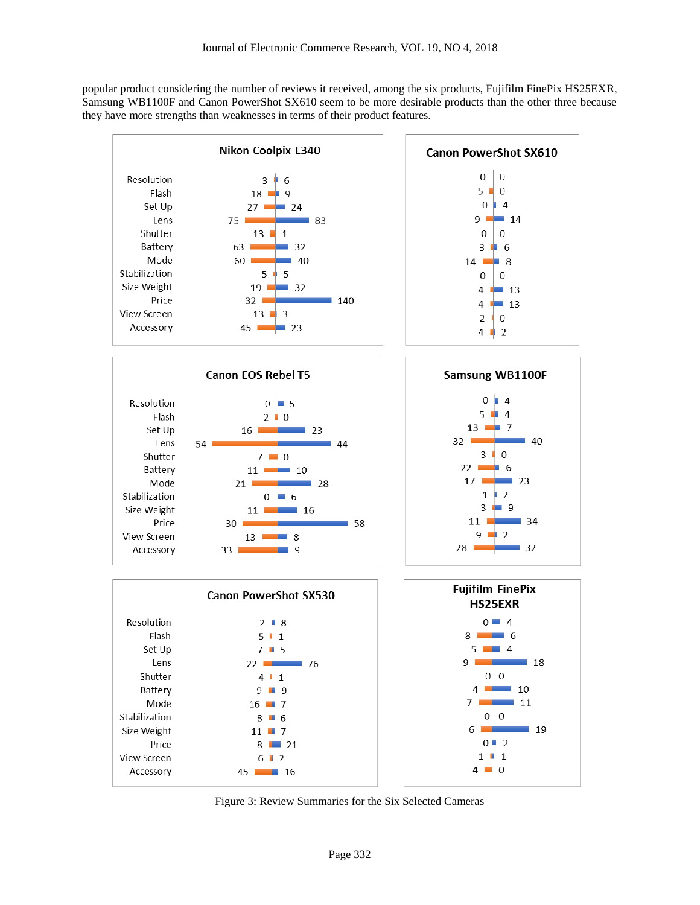popular product considering the number of reviews it received, among the six products, Fujifilm FinePix HS25EXR, Samsung WB1100F and Canon PowerShot SX610 seem to be more desirable products than the other three because they have more strengths than weaknesses in terms of their product features.

| Feature | Nikon Coolpix L340 | | Canon PowerShot SX610 | | Canon EOS Rebel T5 | | Samsung WB1100F | | Canon PowerShot SX530 | | Fujifilm FinePix HS25EXR | |
|---|---|---|---|---|---|---|---|---|---|---|---|---|
| Resolution | 3 | 6 | 0 | 0 | 0 | 5 | 0 | 4 | 2 | 8 | 0 | 4 |
| Flash | 18 | 9 | 5 | 0 | 2 | 0 | 5 | 4 | 5 | 1 | 8 | 6 |
| Set Up | 27 | 24 | 0 | 4 | 16 | 23 | 13 | 7 | 7 | 5 | 5 | 4 |
| Lens | 75 | 83 | 9 | 14 | 54 | 44 | 32 | 40 | 22 | 76 | 9 | 18 |
| Shutter | 13 | 1 | 0 | 0 | 7 | 0 | 3 | 0 | 4 | 1 | 0 | 0 |
| Battery | 63 | 32 | 3 | 6 | 11 | 10 | 22 | 6 | 9 | 9 | 4 | 10 |
| Mode | 60 | 40 | 14 | 8 | 21 | 28 | 17 | 23 | 16 | 7 | 7 | 11 |
| Stabilization | 5 | 5 | 0 | 0 | 0 | 6 | 1 | 2 | 8 | 6 | 0 | 0 |
| Size Weight | 19 | 32 | 4 | 13 | 11 | 16 | 3 | 9 | 11 | 7 | 6 | 19 |
| Price | 32 | 140 | 4 | 13 | 30 | 58 | 11 | 34 | 8 | 21 | 0 | 2 |
| View Screen | 13 | 3 | 2 | 0 | 13 | 8 | 9 | 2 | 6 | 2 | 1 | 1 |
| Accessory | 45 | 23 | 4 | 2 | 33 | 9 | 28 | 32 | 45 | 16 | 4 | 0 |

Figure 3: Review Summaries for the Six Selected Cameras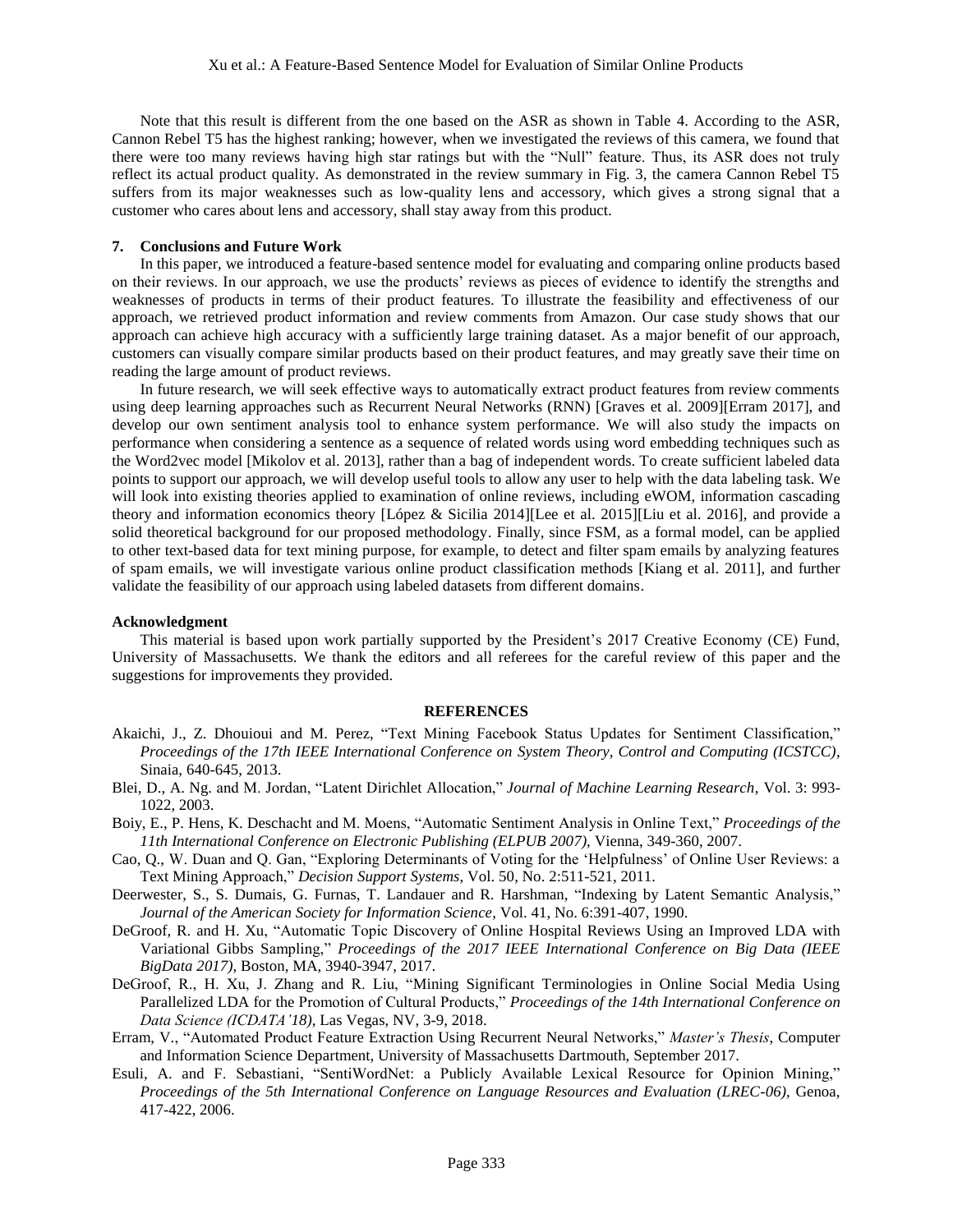Note that this result is different from the one based on the ASR as shown in Table 4. According to the ASR, Cannon Rebel T5 has the highest ranking; however, when we investigated the reviews of this camera, we found that there were too many reviews having high star ratings but with the "Null" feature. Thus, its ASR does not truly reflect its actual product quality. As demonstrated in the review summary in Fig. 3, the camera Cannon Rebel T5 suffers from its major weaknesses such as low-quality lens and accessory, which gives a strong signal that a customer who cares about lens and accessory, shall stay away from this product.

## 7. Conclusions and Future Work

In this paper, we introduced a feature-based sentence model for evaluating and comparing online products based on their reviews. In our approach, we use the products' reviews as pieces of evidence to identify the strengths and weaknesses of products in terms of their product features. To illustrate the feasibility and effectiveness of our approach, we retrieved product information and review comments from Amazon. Our case study shows that our approach can achieve high accuracy with a sufficiently large training dataset. As a major benefit of our approach, customers can visually compare similar products based on their product features, and may greatly save their time on reading the large amount of product reviews.

In future research, we will seek effective ways to automatically extract product features from review comments using deep learning approaches such as Recurrent Neural Networks (RNN) [Graves et al. 2009][Erram 2017], and develop our own sentiment analysis tool to enhance system performance. We will also study the impacts on performance when considering a sentence as a sequence of related words using word embedding techniques such as the Word2vec model [Mikolov et al. 2013], rather than a bag of independent words. To create sufficient labeled data points to support our approach, we will develop useful tools to allow any user to help with the data labeling task. We will look into existing theories applied to examination of online reviews, including eWOM, information cascading theory and information economics theory [López & Sicilia 2014][Lee et al. 2015][Liu et al. 2016], and provide a solid theoretical background for our proposed methodology. Finally, since FSM, as a formal model, can be applied to other text-based data for text mining purpose, for example, to detect and filter spam emails by analyzing features of spam emails, we will investigate various online product classification methods [Kiang et al. 2011], and further validate the feasibility of our approach using labeled datasets from different domains.

### Acknowledgment

This material is based upon work partially supported by the President's 2017 Creative Economy (CE) Fund, University of Massachusetts. We thank the editors and all referees for the careful review of this paper and the suggestions for improvements they provided.

## REFERENCES

Akaichi, J., Z. Dhouioui and M. Perez, "Text Mining Facebook Status Updates for Sentiment Classification," *Proceedings of the 17th IEEE International Conference on System Theory, Control and Computing (ICSTCC)*, Sinaia, 640-645, 2013.

Blei, D., A. Ng. and M. Jordan, "Latent Dirichlet Allocation," *Journal of Machine Learning Research*, Vol. 3: 993-1022, 2003.

Boiy, E., P. Hens, K. Deschacht and M. Moens, "Automatic Sentiment Analysis in Online Text," *Proceedings of the 11th International Conference on Electronic Publishing (ELPUB 2007)*, Vienna, 349-360, 2007.

Cao, Q., W. Duan and Q. Gan, "Exploring Determinants of Voting for the 'Helpfulness' of Online User Reviews: a Text Mining Approach," *Decision Support Systems*, Vol. 50, No. 2:511-521, 2011.

Deerwester, S., S. Dumais, G. Furnas, T. Landauer and R. Harshman, "Indexing by Latent Semantic Analysis," *Journal of the American Society for Information Science*, Vol. 41, No. 6:391-407, 1990.

DeGroof, R. and H. Xu, "Automatic Topic Discovery of Online Hospital Reviews Using an Improved LDA with Variational Gibbs Sampling," *Proceedings of the 2017 IEEE International Conference on Big Data (IEEE BigData 2017)*, Boston, MA, 3940-3947, 2017.

DeGroof, R., H. Xu, J. Zhang and R. Liu, "Mining Significant Terminologies in Online Social Media Using Parallelized LDA for the Promotion of Cultural Products," *Proceedings of the 14th International Conference on Data Science (ICDATA'18)*, Las Vegas, NV, 3-9, 2018.

Erram, V., "Automated Product Feature Extraction Using Recurrent Neural Networks," *Master's Thesis*, Computer and Information Science Department, University of Massachusetts Dartmouth, September 2017.

Esuli, A. and F. Sebastiani, "SentiWordNet: a Publicly Available Lexical Resource for Opinion Mining," *Proceedings of the 5th International Conference on Language Resources and Evaluation (LREC-06)*, Genoa, 417-422, 2006.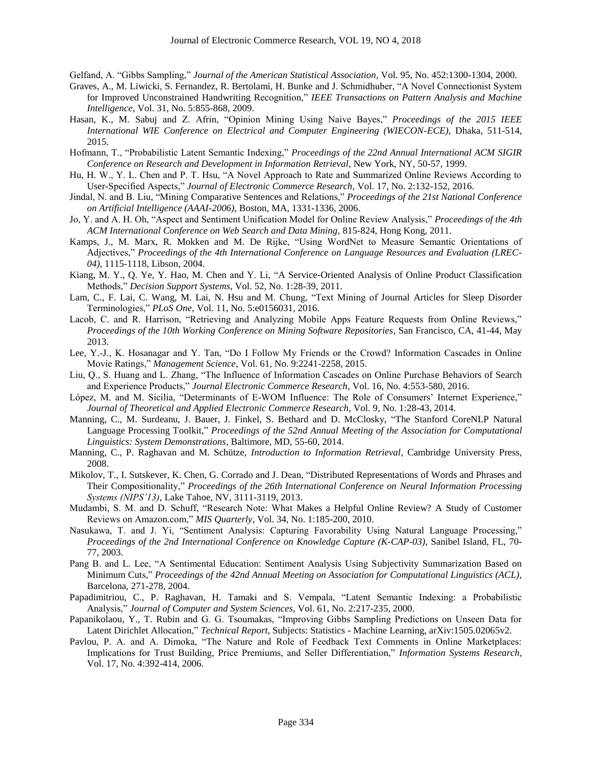Gelfand, A. "Gibbs Sampling," *Journal of the American Statistical Association*, Vol. 95, No. 452:1300-1304, 2000.

Graves, A., M. Liwicki, S. Fernandez, R. Bertolami, H. Bunke and J. Schmidhuber, "A Novel Connectionist System for Improved Unconstrained Handwriting Recognition," *IEEE Transactions on Pattern Analysis and Machine Intelligence*, Vol. 31, No. 5:855-868, 2009.

Hasan, K., M. Sabuj and Z. Afrin, "Opinion Mining Using Naive Bayes," *Proceedings of the 2015 IEEE International WIE Conference on Electrical and Computer Engineering (WIECON-ECE)*, Dhaka, 511-514, 2015.

Hofmann, T., "Probabilistic Latent Semantic Indexing," *Proceedings of the 22nd Annual International ACM SIGIR Conference on Research and Development in Information Retrieval*, New York, NY, 50-57, 1999.

Hu, H. W., Y. L. Chen and P. T. Hsu, "A Novel Approach to Rate and Summarized Online Reviews According to User-Specified Aspects," *Journal of Electronic Commerce Research,* Vol. 17, No. 2:132-152, 2016.

Jindal, N. and B. Liu, "Mining Comparative Sentences and Relations," *Proceedings of the 21st National Conference on Artificial Intelligence (AAAI-2006)*, Boston, MA, 1331-1336, 2006.

Jo, Y. and A. H. Oh, "Aspect and Sentiment Unification Model for Online Review Analysis," *Proceedings of the 4th ACM International Conference on Web Search and Data Mining,* 815-824, Hong Kong, 2011.

Kamps, J., M. Marx, R. Mokken and M. De Rijke, "Using WordNet to Measure Semantic Orientations of Adjectives," *Proceedings of the 4th International Conference on Language Resources and Evaluation (LREC-04)*, 1115-1118, Libson, 2004.

Kiang, M. Y., Q. Ye, Y. Hao, M. Chen and Y. Li, "A Service-Oriented Analysis of Online Product Classification Methods," *Decision Support Systems*, Vol. 52, No. 1:28-39, 2011.

Lam, C., F. Lai, C. Wang, M. Lai, N. Hsu and M. Chung, "Text Mining of Journal Articles for Sleep Disorder Terminologies," *PLoS One*, Vol. 11, No. 5:e0156031, 2016.

Lacob, C. and R. Harrison, "Retrieving and Analyzing Mobile Apps Feature Requests from Online Reviews," *Proceedings of the 10th Working Conference on Mining Software Repositories*, San Francisco, CA, 41-44, May 2013.

Lee, Y.-J., K. Hosanagar and Y. Tan, "Do I Follow My Friends or the Crowd? Information Cascades in Online Movie Ratings," *Management Science*, Vol. 61, No. 9:2241-2258, 2015.

Liu, Q., S. Huang and L. Zhang, "The Influence of Information Cascades on Online Purchase Behaviors of Search and Experience Products," *Journal Electronic Commerce Research*, Vol. 16, No. 4:553-580, 2016.

López, M. and M. Sicilia, "Determinants of E-WOM Influence: The Role of Consumers' Internet Experience," *Journal of Theoretical and Applied Electronic Commerce Research,* Vol. 9, No. 1:28-43, 2014.

Manning, C., M. Surdeanu, J. Bauer, J. Finkel, S. Bethard and D. McClosky, "The Stanford CoreNLP Natural Language Processing Toolkit," *Proceedings of the 52nd Annual Meeting of the Association for Computational Linguistics: System Demonstrations*, Baltimore, MD, 55-60, 2014.

Manning, C., P. Raghavan and M. Schütze, *Introduction to Information Retrieval*, Cambridge University Press, 2008.

Mikolov, T., I. Sutskever, K. Chen, G. Corrado and J. Dean, "Distributed Representations of Words and Phrases and Their Compositionality," *Proceedings of the 26th International Conference on Neural Information Processing Systems (NIPS'13)*, Lake Tahoe, NV, 3111-3119, 2013.

Mudambi, S. M. and D. Schuff, "Research Note: What Makes a Helpful Online Review? A Study of Customer Reviews on Amazon.com," *MIS Quarterly,* Vol. 34, No. 1:185-200, 2010.

Nasukawa, T. and J. Yi, "Sentiment Analysis: Capturing Favorability Using Natural Language Processing," *Proceedings of the 2nd International Conference on Knowledge Capture (K-CAP-03)*, Sanibel Island, FL, 70-77, 2003.

Pang B. and L. Lee, "A Sentimental Education: Sentiment Analysis Using Subjectivity Summarization Based on Minimum Cuts," *Proceedings of the 42nd Annual Meeting on Association for Computational Linguistics (ACL)*, Barcelona, 271-278, 2004.

Papadimitriou, C., P. Raghavan, H. Tamaki and S. Vempala, "Latent Semantic Indexing: a Probabilistic Analysis," *Journal of Computer and System Sciences*, Vol. 61, No. 2:217-235, 2000.

Papanikolaou, Y., T. Rubin and G. G. Tsoumakas, "Improving Gibbs Sampling Predictions on Unseen Data for Latent Dirichlet Allocation," *Technical Report*, Subjects: Statistics - Machine Learning, arXiv:1505.02065v2.

Pavlou, P. A. and A. Dimoka, "The Nature and Role of Feedback Text Comments in Online Marketplaces: Implications for Trust Building, Price Premiums, and Seller Differentiation," *Information Systems Research*, Vol. 17, No. 4:392-414, 2006.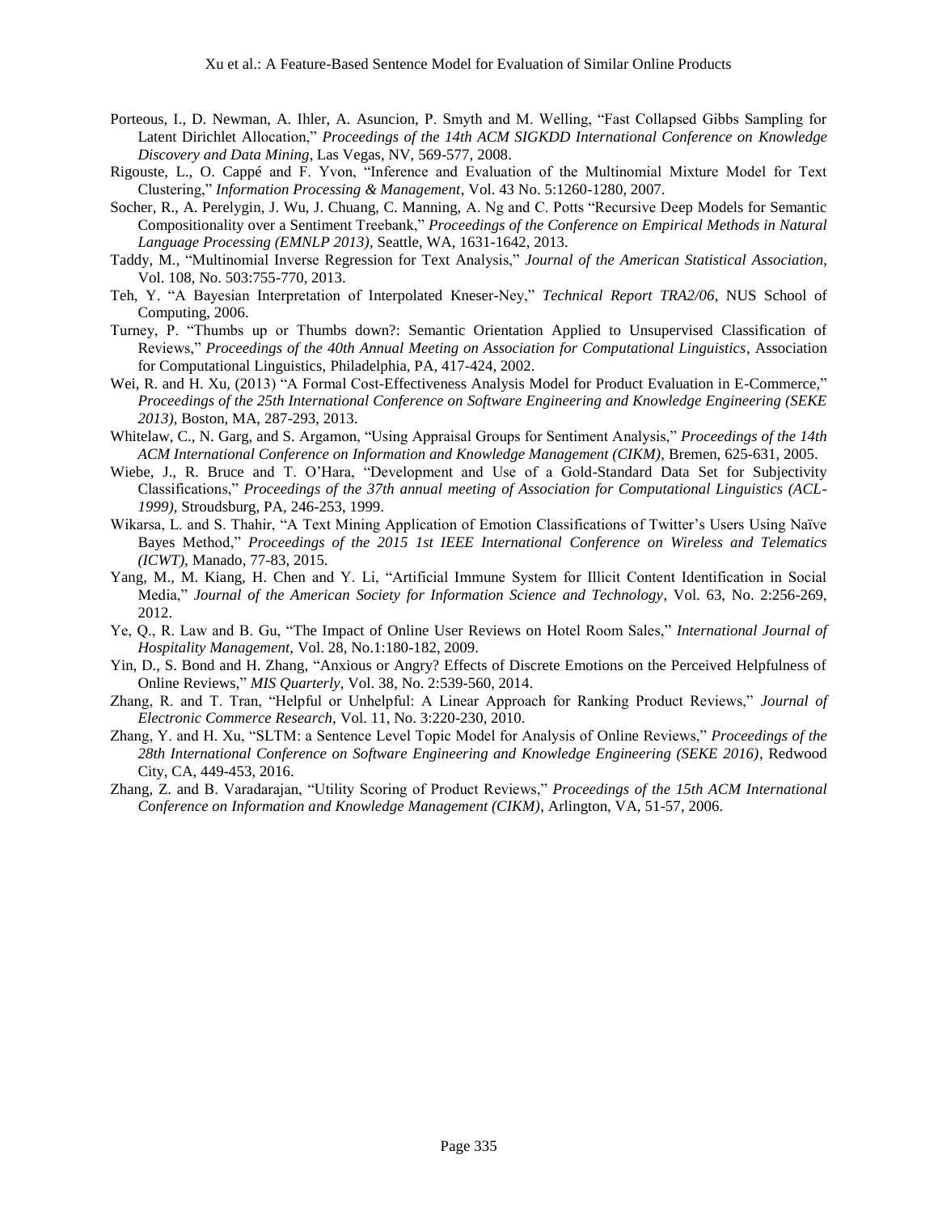Porteous, I., D. Newman, A. Ihler, A. Asuncion, P. Smyth and M. Welling, "Fast Collapsed Gibbs Sampling for Latent Dirichlet Allocation," *Proceedings of the 14th ACM SIGKDD International Conference on Knowledge Discovery and Data Mining*, Las Vegas, NV, 569-577, 2008.

Rigouste, L., O. Cappé and F. Yvon, "Inference and Evaluation of the Multinomial Mixture Model for Text Clustering," *Information Processing & Management*, Vol. 43 No. 5:1260-1280, 2007.

Socher, R., A. Perelygin, J. Wu, J. Chuang, C. Manning, A. Ng and C. Potts "Recursive Deep Models for Semantic Compositionality over a Sentiment Treebank," *Proceedings of the Conference on Empirical Methods in Natural Language Processing (EMNLP 2013)*, Seattle, WA, 1631-1642, 2013.

Taddy, M., "Multinomial Inverse Regression for Text Analysis," *Journal of the American Statistical Association*, Vol. 108, No. 503:755-770, 2013.

Teh, Y. "A Bayesian Interpretation of Interpolated Kneser-Ney," *Technical Report TRA2/06*, NUS School of Computing, 2006.

Turney, P. "Thumbs up or Thumbs down?: Semantic Orientation Applied to Unsupervised Classification of Reviews," *Proceedings of the 40th Annual Meeting on Association for Computational Linguistics*, Association for Computational Linguistics, Philadelphia, PA, 417-424, 2002.

Wei, R. and H. Xu, (2013) "A Formal Cost-Effectiveness Analysis Model for Product Evaluation in E-Commerce," *Proceedings of the 25th International Conference on Software Engineering and Knowledge Engineering (SEKE 2013)*, Boston, MA, 287-293, 2013.

Whitelaw, C., N. Garg, and S. Argamon, "Using Appraisal Groups for Sentiment Analysis," *Proceedings of the 14th ACM International Conference on Information and Knowledge Management (CIKM)*, Bremen, 625-631, 2005.

Wiebe, J., R. Bruce and T. O'Hara, "Development and Use of a Gold-Standard Data Set for Subjectivity Classifications," *Proceedings of the 37th annual meeting of Association for Computational Linguistics (ACL-1999)*, Stroudsburg, PA, 246-253, 1999.

Wikarsa, L. and S. Thahir, "A Text Mining Application of Emotion Classifications of Twitter's Users Using Naïve Bayes Method," *Proceedings of the 2015 1st IEEE International Conference on Wireless and Telematics (ICWT)*, Manado, 77-83, 2015.

Yang, M., M. Kiang, H. Chen and Y. Li, "Artificial Immune System for Illicit Content Identification in Social Media," *Journal of the American Society for Information Science and Technology*, Vol. 63, No. 2:256-269, 2012.

Ye, Q., R. Law and B. Gu, "The Impact of Online User Reviews on Hotel Room Sales," *International Journal of Hospitality Management*, Vol. 28, No.1:180-182, 2009.

Yin, D., S. Bond and H. Zhang, "Anxious or Angry? Effects of Discrete Emotions on the Perceived Helpfulness of Online Reviews," *MIS Quarterly*, Vol. 38, No. 2:539-560, 2014.

Zhang, R. and T. Tran, "Helpful or Unhelpful: A Linear Approach for Ranking Product Reviews," *Journal of Electronic Commerce Research*, Vol. 11, No. 3:220-230, 2010.

Zhang, Y. and H. Xu, "SLTM: a Sentence Level Topic Model for Analysis of Online Reviews," *Proceedings of the 28th International Conference on Software Engineering and Knowledge Engineering (SEKE 2016)*, Redwood City, CA, 449-453, 2016.

Zhang, Z. and B. Varadarajan, "Utility Scoring of Product Reviews," *Proceedings of the 15th ACM International Conference on Information and Knowledge Management (CIKM)*, Arlington, VA, 51-57, 2006.